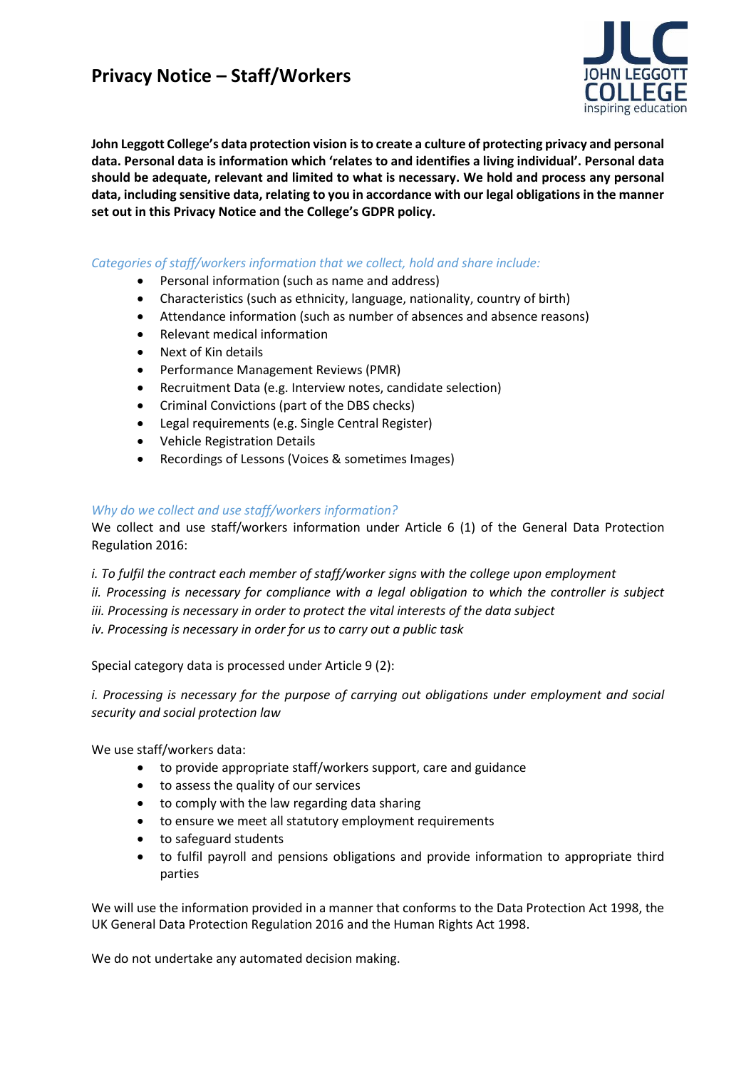# Privacy Notice – Staff/Workers

**John Leggott College's data protection vision is to create a culture of protecting privacy and personal data. Personal data is information which 'relates to and identifies a living individual'. Personal data should be adequate, relevant and limited to what is necessary. We hold and process any personal data, including sensitive data, relating to you in accordance with our legal obligations in the manner set out in this Privacy Notice and the College's GDPR policy.**

*Categories of staff/workers information that we collect, hold and share include:*

- Personal information (such as name and address)
- Characteristics (such as ethnicity, language, nationality, country of birth)
- Attendance information (such as number of absences and absence reasons)
- Relevant medical information
- Next of Kin details
- Performance Management Reviews (PMR)
- Recruitment Data (e.g. Interview notes, candidate selection)
- Criminal Convictions (part of the DBS checks)
- Legal requirements (e.g. Single Central Register)
- Vehicle Registration Details
- Recordings of Lessons (Voices & sometimes Images)

*Why do we collect and use staff/workers information?*

We collect and use staff/workers information under Article 6 (1) of the General Data Protection Regulation 2016:

*i. To fulfil the contract each member of staff/worker signs with the college upon employment*
*ii. Processing is necessary for compliance with a legal obligation to which the controller is subject*
*iii. Processing is necessary in order to protect the vital interests of the data subject*
*iv. Processing is necessary in order for us to carry out a public task*

Special category data is processed under Article 9 (2):

*i. Processing is necessary for the purpose of carrying out obligations under employment and social security and social protection law*

We use staff/workers data:

- to provide appropriate staff/workers support, care and guidance
- to assess the quality of our services
- to comply with the law regarding data sharing
- to ensure we meet all statutory employment requirements
- to safeguard students
- to fulfil payroll and pensions obligations and provide information to appropriate third parties

We will use the information provided in a manner that conforms to the Data Protection Act 1998, the UK General Data Protection Regulation 2016 and the Human Rights Act 1998.

We do not undertake any automated decision making.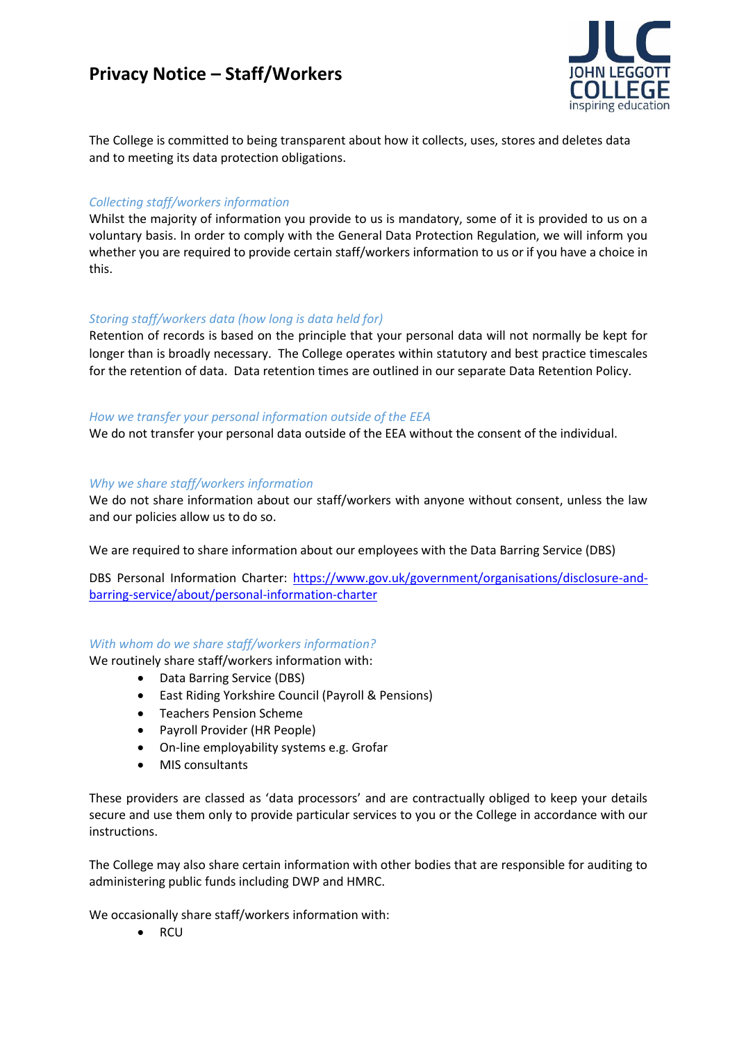# Privacy Notice – Staff/Workers

The College is committed to being transparent about how it collects, uses, stores and deletes data and to meeting its data protection obligations.

*Collecting staff/workers information*

Whilst the majority of information you provide to us is mandatory, some of it is provided to us on a voluntary basis. In order to comply with the General Data Protection Regulation, we will inform you whether you are required to provide certain staff/workers information to us or if you have a choice in this.

*Storing staff/workers data (how long is data held for)*

Retention of records is based on the principle that your personal data will not normally be kept for longer than is broadly necessary. The College operates within statutory and best practice timescales for the retention of data. Data retention times are outlined in our separate Data Retention Policy.

*How we transfer your personal information outside of the EEA*

We do not transfer your personal data outside of the EEA without the consent of the individual.

*Why we share staff/workers information*

We do not share information about our staff/workers with anyone without consent, unless the law and our policies allow us to do so.

We are required to share information about our employees with the Data Barring Service (DBS)

DBS Personal Information Charter: [https://www.gov.uk/government/organisations/disclosure-and-barring-service/about/personal-information-charter](https://www.gov.uk/government/organisations/disclosure-and-barring-service/about/personal-information-charter)

*With whom do we share staff/workers information?*

We routinely share staff/workers information with:

- Data Barring Service (DBS)
- East Riding Yorkshire Council (Payroll & Pensions)
- Teachers Pension Scheme
- Payroll Provider (HR People)
- On-line employability systems e.g. Grofar
- MIS consultants

These providers are classed as 'data processors' and are contractually obliged to keep your details secure and use them only to provide particular services to you or the College in accordance with our instructions.

The College may also share certain information with other bodies that are responsible for auditing to administering public funds including DWP and HMRC.

We occasionally share staff/workers information with:

- RCU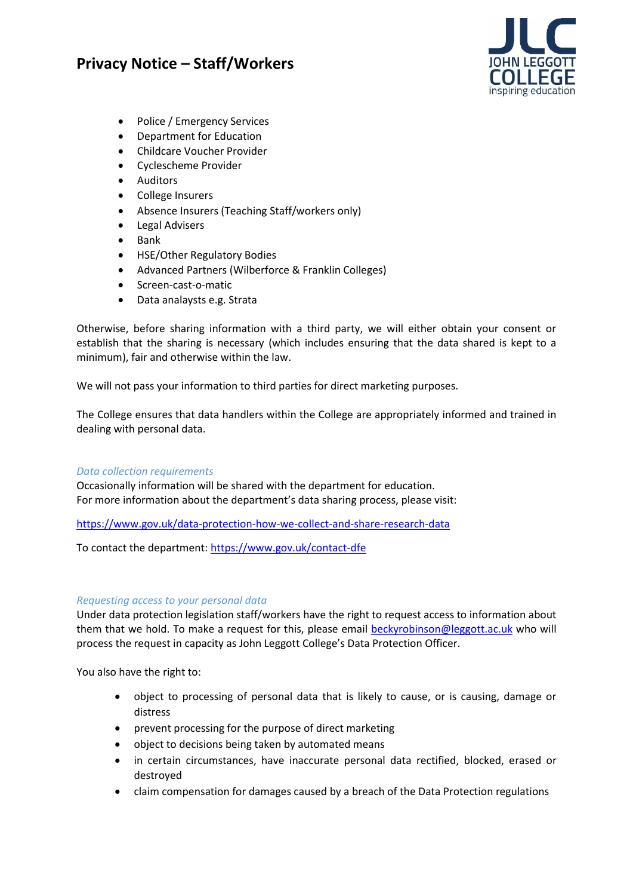- Police / Emergency Services
- Department for Education
- Childcare Voucher Provider
- Cyclescheme Provider
- Auditors
- College Insurers
- Absence Insurers (Teaching Staff/workers only)
- Legal Advisers
- Bank
- HSE/Other Regulatory Bodies
- Advanced Partners (Wilberforce & Franklin Colleges)
- Screen-cast-o-matic
- Data analaysts e.g. Strata

Otherwise, before sharing information with a third party, we will either obtain your consent or establish that the sharing is necessary (which includes ensuring that the data shared is kept to a minimum), fair and otherwise within the law.

We will not pass your information to third parties for direct marketing purposes.

The College ensures that data handlers within the College are appropriately informed and trained in dealing with personal data.

*Data collection requirements*

Occasionally information will be shared with the department for education.
For more information about the department's data sharing process, please visit:

https://www.gov.uk/data-protection-how-we-collect-and-share-research-data

To contact the department: https://www.gov.uk/contact-dfe

*Requesting access to your personal data*

Under data protection legislation staff/workers have the right to request access to information about them that we hold. To make a request for this, please email beckyrobinson@leggott.ac.uk who will process the request in capacity as John Leggott College's Data Protection Officer.

You also have the right to:

- object to processing of personal data that is likely to cause, or is causing, damage or distress
- prevent processing for the purpose of direct marketing
- object to decisions being taken by automated means
- in certain circumstances, have inaccurate personal data rectified, blocked, erased or destroyed
- claim compensation for damages caused by a breach of the Data Protection regulations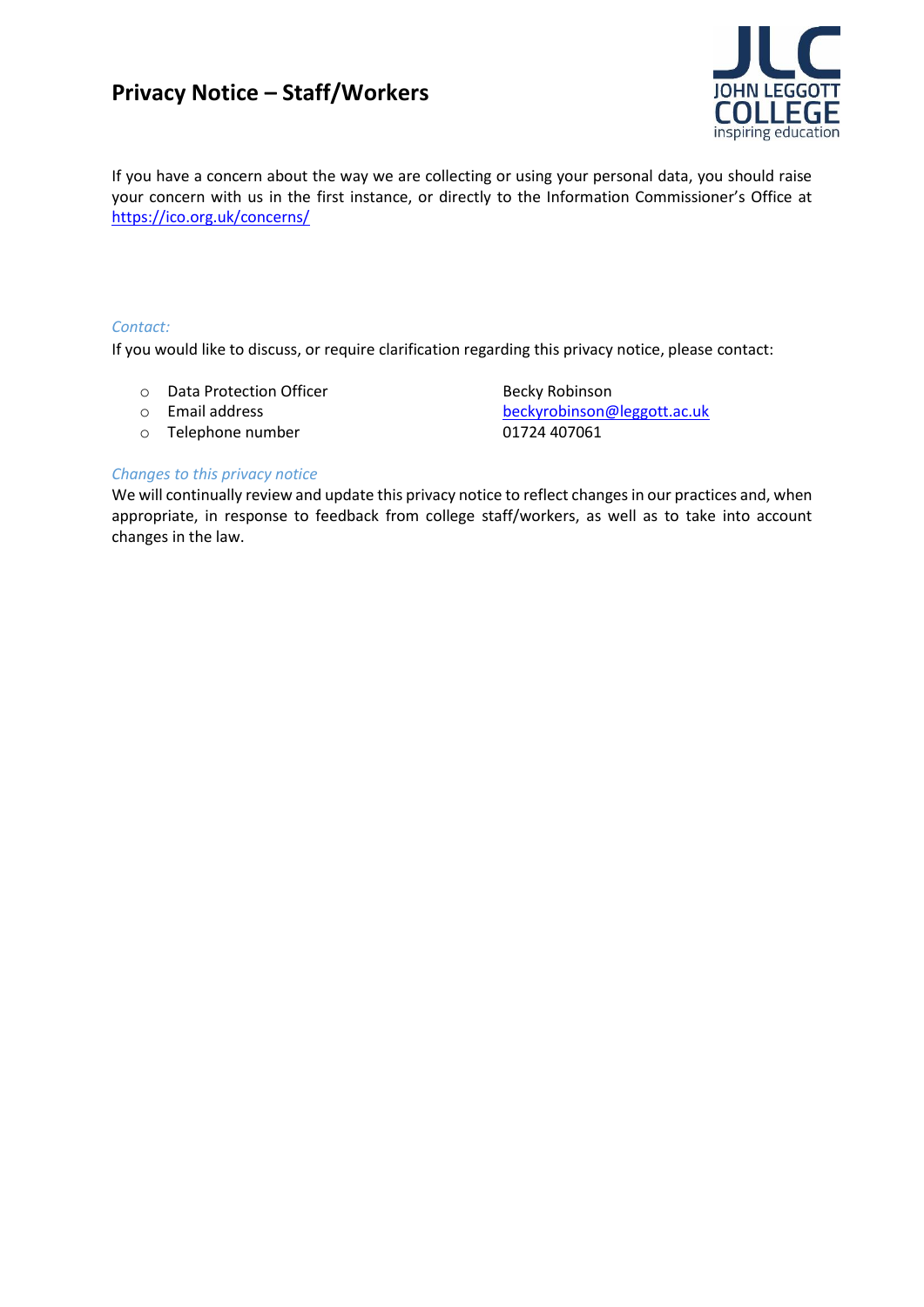If you have a concern about the way we are collecting or using your personal data, you should raise your concern with us in the first instance, or directly to the Information Commissioner's Office at https://ico.org.uk/concerns/

*Contact:*

If you would like to discuss, or require clarification regarding this privacy notice, please contact:

- Data Protection Officer — Becky Robinson
- Email address — beckyrobinson@leggott.ac.uk
- Telephone number — 01724 407061

*Changes to this privacy notice*

We will continually review and update this privacy notice to reflect changes in our practices and, when appropriate, in response to feedback from college staff/workers, as well as to take into account changes in the law.